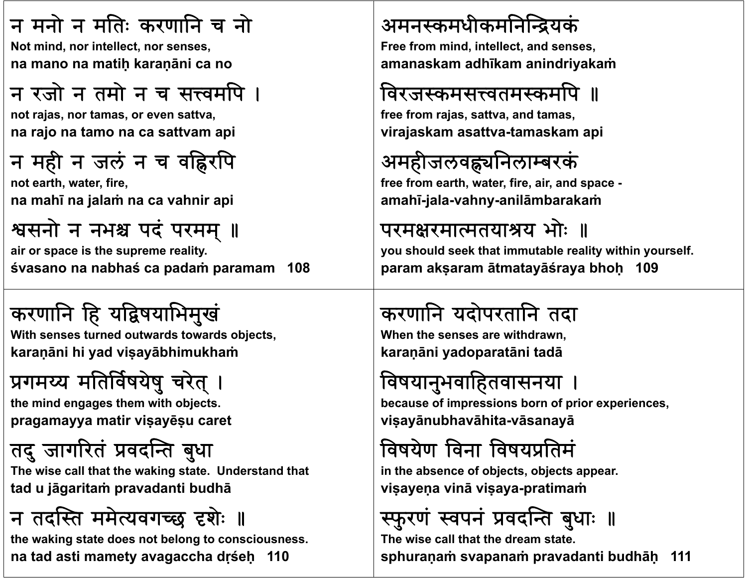न मनो न मतिः करणानि च नो
Not mind, nor intellect, nor senses,
**na mano na matiḥ karaṇāni ca no**

न रजो न तमो न च सत्त्वमपि ।
not rajas, nor tamas, or even sattva,
**na rajo na tamo na ca sattvam api**

न मही न जलं न च वह्निरपि
not earth, water, fire,
**na mahī na jalaṁ na ca vahnir api**

श्वसनो न नभश्च पदं परमम् ॥
air or space is the supreme reality.
**śvasano na nabhaś ca padaṁ paramam 108**

अमनस्कमधीकमनिन्द्रियकं
Free from mind, intellect, and senses,
**amanaskam adhīkam anindriyakaṁ**

विरजस्कमसत्त्वतमस्कमपि ॥
free from rajas, sattva, and tamas,
**virajaskam asattva-tamaskam api**

अमहीजलवह्न्यनिलाम्बरकं
free from earth, water, fire, air, and space -
**amahī-jala-vahny-anilāmbarakaṁ**

परमक्षरमात्मतयाश्रय भोः ॥
you should seek that immutable reality within yourself.
**param akṣaram ātmatayāśraya bhoḥ 109**

करणानि हि यद्विषयाभिमुखं
With senses turned outwards towards objects,
**karaṇāni hi yad viṣayābhimukhaṁ**

प्रगमय्य मतिर्विषयेषु चरेत् ।
the mind engages them with objects.
**pragamayya matir viṣayēṣu caret**

तदु जागरितं प्रवदन्ति बुधा
The wise call that the waking state. Understand that
**tad u jāgaritaṁ pravadanti budhā**

न तदस्ति ममेत्यवगच्छ दृशेः ॥
the waking state does not belong to consciousness.
**na tad asti mamety avagaccha dṛśeḥ 110**

करणानि यदोपरतानि तदा
When the senses are withdrawn,
**karaṇāni yadoparatāni tadā**

विषयानुभवाहितवासनया ।
because of impressions born of prior experiences,
**viṣayānubhavāhita-vāsanayā**

विषयेण विना विषयप्रतिमं
in the absence of objects, objects appear.
**viṣayeṇa vinā viṣaya-pratimaṁ**

स्फुरणं स्वपनं प्रवदन्ति बुधाः ॥
The wise call that the dream state.
**sphuraṇaṁ svapanaṁ pravadanti budhāḥ 111**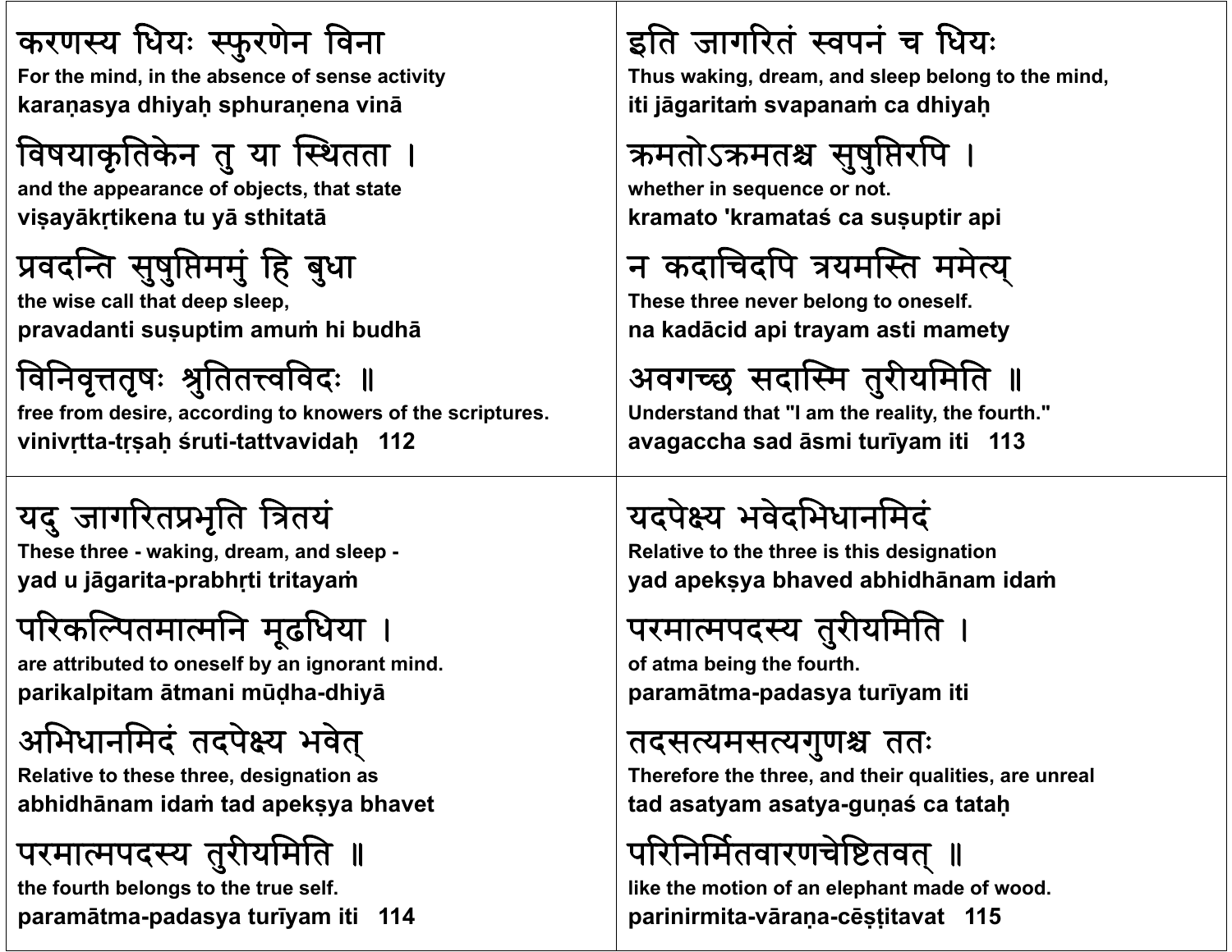करणस्य धियः स्फुरणेन विना
**For the mind, in the absence of sense activity**
**karaṇasya dhiyaḥ sphuraṇena vinā**

विषयाकृतिकेन तु या स्थितता ।
**and the appearance of objects, that state**
**viṣayākṛtikena tu yā sthitatā**

प्रवदन्ति सुषुप्तिममुं हि बुधा
**the wise call that deep sleep,**
**pravadanti suṣuptim amuṁ hi budhā**

विनिवृत्ततृषः श्रुतितत्त्वविदः ॥
**free from desire, according to knowers of the scriptures.**
**vinivṛtta-tṛṣaḥ śruti-tattvavidaḥ 112**

इति जागरितं स्वपनं च धियः
**Thus waking, dream, and sleep belong to the mind,**
**iti jāgaritaṁ svapanaṁ ca dhiyaḥ**

क्रमतोऽक्रमतश्च सुषुप्तिरपि ।
**whether in sequence or not.**
**kramato 'kramataś ca suṣuptir api**

न कदाचिदपि त्रयमस्ति ममेत्य्
**These three never belong to oneself.**
**na kadācid api trayam asti mamety**

अवगच्छ सदास्मि तुरीयमिति ॥
**Understand that "I am the reality, the fourth."**
**avagaccha sad āsmi turīyam iti 113**

यदु जागरितप्रभृति त्रितयं
**These three - waking, dream, and sleep -**
**yad u jāgarita-prabhṛti tritayaṁ**

परिकल्पितमात्मनि मूढधिया ।
**are attributed to oneself by an ignorant mind.**
**parikalpitam ātmani mūḍha-dhiyā**

अभिधानमिदं तदपेक्ष्य भवेत्
**Relative to these three, designation as**
**abhidhānam idaṁ tad apekṣya bhavet**

परमात्मपदस्य तुरीयमिति ॥
**the fourth belongs to the true self.**
**paramātma-padasya turīyam iti 114**

यदपेक्ष्य भवेदभिधानमिदं
**Relative to the three is this designation**
**yad apekṣya bhaved abhidhānam idaṁ**

परमात्मपदस्य तुरीयमिति ।
**of atma being the fourth.**
**paramātma-padasya turīyam iti**

तदसत्यमसत्यगुणश्च ततः
**Therefore the three, and their qualities, are unreal**
**tad asatyam asatya-guṇaś ca tataḥ**

परिनिर्मितवारणचेष्टितवत् ॥
**like the motion of an elephant made of wood.**
**parinirmita-vāraṇa-cēṣṭitavat 115**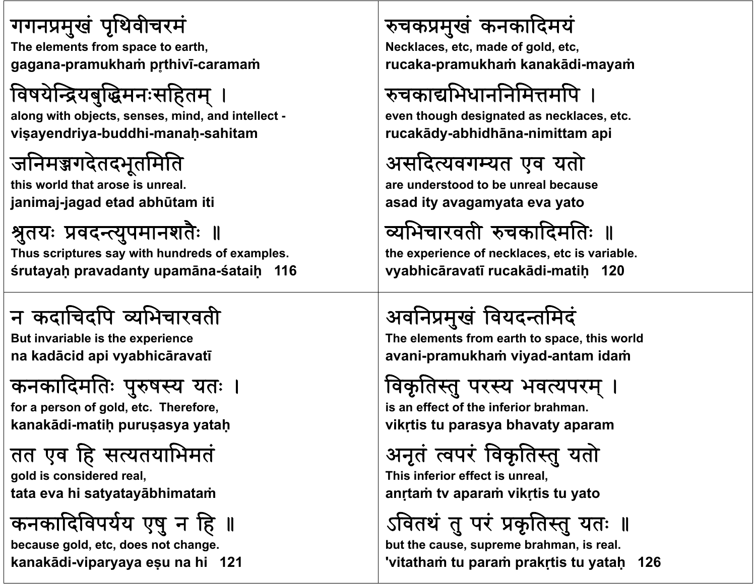गगनप्रमुखं पृथिवीचरमं
The elements from space to earth,
gagana-pramukhaṁ pṛthivī-caramaṁ

विषयेन्द्रियबुद्धिमनःसहितम् ।
along with objects, senses, mind, and intellect -
viṣayendriya-buddhi-manaḥ-sahitam

जनिमज्जगदेतदभूतमिति
this world that arose is unreal.
janimaj-jagad etad abhūtam iti

श्रुतयः प्रवदन्त्युपमानशतैः ॥
Thus scriptures say with hundreds of examples.
śrutayaḥ pravadanty upamāna-śataiḥ   116

---

रुचकप्रमुखं कनकादिमयं
Necklaces, etc, made of gold, etc,
rucaka-pramukhaṁ kanakādi-mayaṁ

रुचकाद्यभिधाननिमित्तमपि ।
even though designated as necklaces, etc.
rucakādy-abhidhāna-nimittam api

असदित्यवगम्यत एव यतो
are understood to be unreal because
asad ity avagamyata eva yato

व्यभिचारवती रुचकादिमतिः ॥
the experience of necklaces, etc is variable.
vyabhicāravatī rucakādi-matiḥ   120

---

न कदाचिदपि व्यभिचारवती
But invariable is the experience
na kadācid api vyabhicāravatī

कनकादिमतिः पुरुषस्य यतः ।
for a person of gold, etc. Therefore,
kanakādi-matiḥ puruṣasya yataḥ

तत एव हि सत्यतयाभिमतं
gold is considered real,
tata eva hi satyatayābhimataṁ

कनकादिविपर्यय एषु न हि ॥
because gold, etc, does not change.
kanakādi-viparyaya eṣu na hi   121

---

अवनिप्रमुखं वियदन्तमिदं
The elements from earth to space, this world
avani-pramukhaṁ viyad-antam idaṁ

विकृतिस्तु परस्य भवत्यपरम् ।
is an effect of the inferior brahman.
vikṛtis tu parasya bhavaty aparam

अनृतं त्वपरं विकृतिस्तु यतो
This inferior effect is unreal,
anṛtaṁ tv aparaṁ vikṛtis tu yato

ऽवितथं तु परं प्रकृतिस्तु यतः ॥
but the cause, supreme brahman, is real.
'vitathaṁ tu paraṁ prakṛtis tu yataḥ   126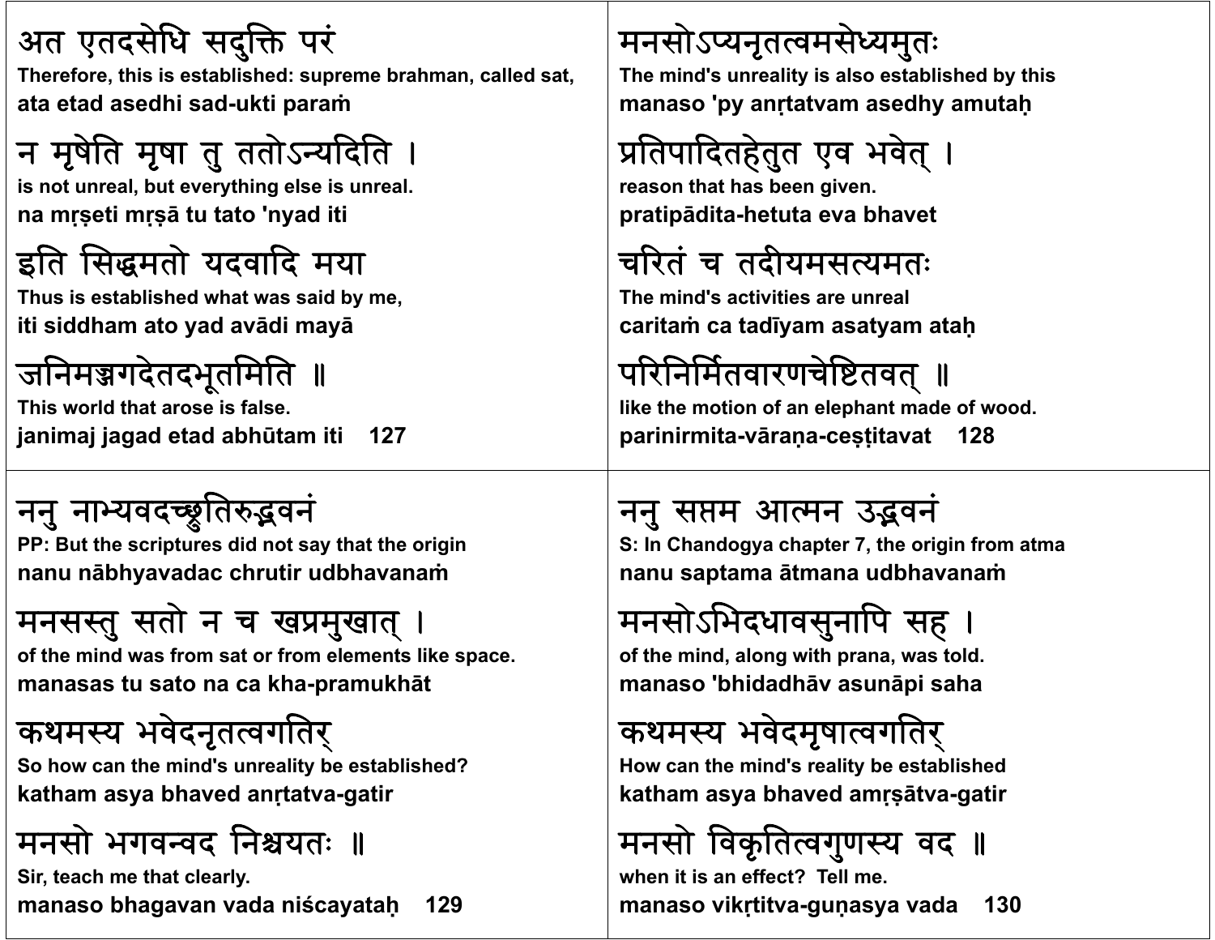अत एतदसेधि सदुक्ति परं
Therefore, this is established: supreme brahman, called sat,
ata etad asedhi sad-ukti paraṁ

न मृषेति मृषा तु ततोऽन्यदिति ।
is not unreal, but everything else is unreal.
na mṛṣeti mṛṣā tu tato 'nyad iti

इति सिद्धमतो यदवादि मया
Thus is established what was said by me,
iti siddham ato yad avādi mayā

जनिमज्जगदेतदभूतमिति ॥
This world that arose is false.
janimaj jagad etad abhūtam iti 127

मनसोऽप्यनृतत्वमसेध्यमुतः
The mind's unreality is also established by this
manaso 'py anṛtatvam asedhy amutaḥ

प्रतिपादितहेतुत एव भवेत् ।
reason that has been given.
pratipādita-hetuta eva bhavet

चरितं च तदीयमसत्यमतः
The mind's activities are unreal
caritaṁ ca tadīyam asatyam ataḥ

परिनिर्मितवारणचेष्टितवत् ॥
like the motion of an elephant made of wood.
parinirmita-vāraṇa-ceṣṭitavat 128

ननु नाभ्यवदच्छ्रुतिरुद्भवनं
PP: But the scriptures did not say that the origin
nanu nābhyavadac chrutir udbhavanaṁ

मनसस्तु सतो न च खप्रमुखात् ।
of the mind was from sat or from elements like space.
manasas tu sato na ca kha-pramukhāt

कथमस्य भवेदनृतत्वगतिर्
So how can the mind's unreality be established?
katham asya bhaved anṛtatva-gatir

मनसो भगवन्वद निश्चयतः ॥
Sir, teach me that clearly.
manaso bhagavan vada niścayataḥ 129

ननु सप्तम आत्मन उद्भवनं
S: In Chandogya chapter 7, the origin from atma
nanu saptama ātmana udbhavanaṁ

मनसोऽभिदधावसुनापि सह ।
of the mind, along with prana, was told.
manaso 'bhidadhāv asunāpi saha

कथमस्य भवेदमृषात्वगतिर्
How can the mind's reality be established
katham asya bhaved amṛṣātva-gatir

मनसो विकृतित्वगुणस्य वद ॥
when it is an effect? Tell me.
manaso vikṛtitva-guṇasya vada 130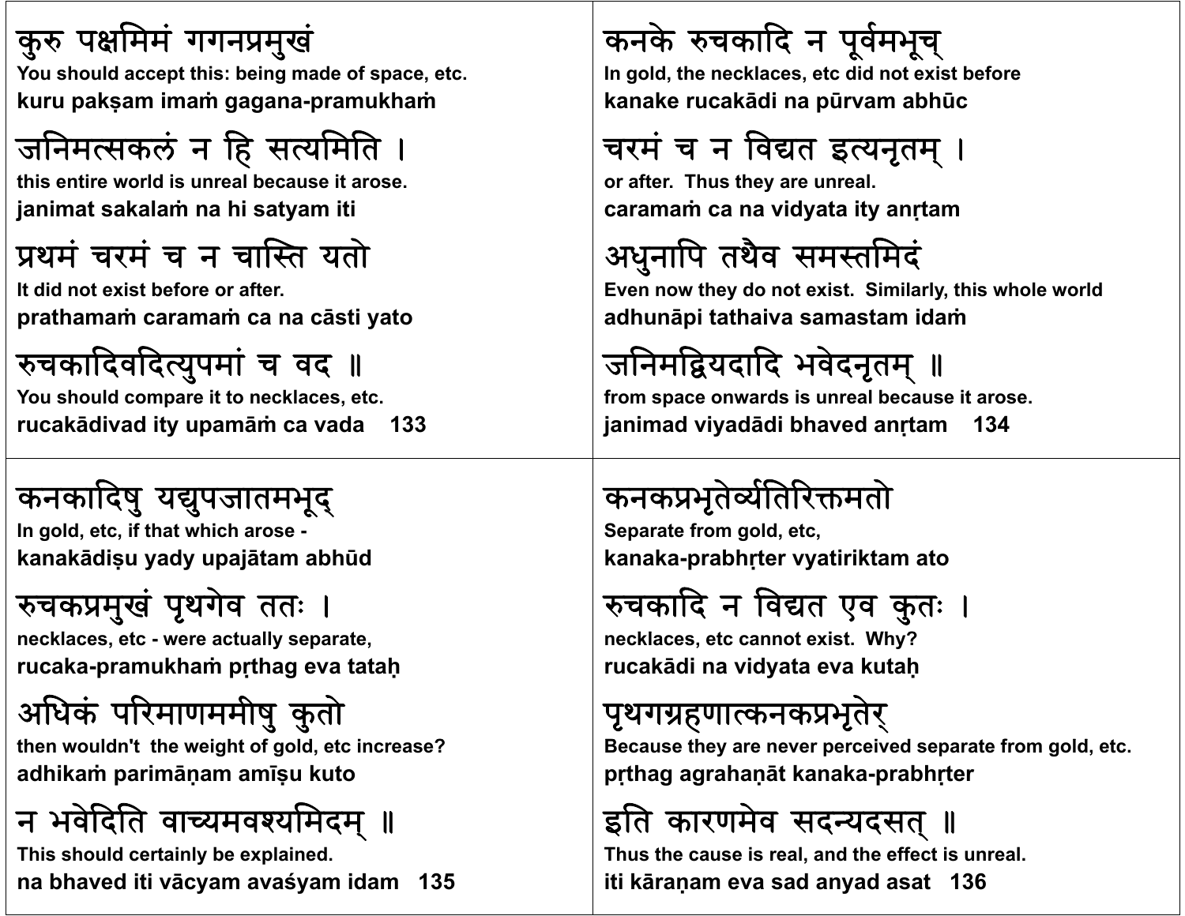कुरु पक्षमिमं गगनप्रमुखं
**You should accept this: being made of space, etc.**
**kuru pakṣam imaṁ gagana-pramukhaṁ**

जनिमत्सकलं न हि सत्यमिति ।
**this entire world is unreal because it arose.**
**janimat sakalaṁ na hi satyam iti**

प्रथमं चरमं च न चास्ति यतो
**It did not exist before or after.**
**prathamaṁ caramaṁ ca na cāsti yato**

रुचकादिवदित्युपमां च वद ॥
**You should compare it to necklaces, etc.**
**rucakādivad ity upamāṁ ca vada 133**

कनके रुचकादि न पूर्वमभूच्
**In gold, the necklaces, etc did not exist before**
**kanake rucakādi na pūrvam abhūc**

चरमं च न विद्यत इत्यनृतम् ।
**or after. Thus they are unreal.**
**caramaṁ ca na vidyata ity anṛtam**

अधुनापि तथैव समस्तमिदं
**Even now they do not exist. Similarly, this whole world**
**adhunāpi tathaiva samastam idaṁ**

जनिमद्वियदादि भवेदनृतम् ॥
**from space onwards is unreal because it arose.**
**janimad viyadādi bhaved anṛtam 134**

कनकादिषु यद्युपजातमभूद्
**In gold, etc, if that which arose -**
**kanakādiṣu yady upajātam abhūd**

रुचकप्रमुखं पृथगेव ततः ।
**necklaces, etc - were actually separate,**
**rucaka-pramukhaṁ pṛthag eva tataḥ**

अधिकं परिमाणममीषु कुतो
**then wouldn't the weight of gold, etc increase?**
**adhikaṁ parimāṇam amīṣu kuto**

न भवेदिति वाच्यमवश्यमिदम् ॥
**This should certainly be explained.**
**na bhaved iti vācyam avaśyam idam 135**

कनकप्रभृतेर्व्यतिरिक्तमतो
**Separate from gold, etc,**
**kanaka-prabhṛter vyatiriktam ato**

रुचकादि न विद्यत एव कुतः ।
**necklaces, etc cannot exist. Why?**
**rucakādi na vidyata eva kutaḥ**

पृथगग्रहणात्कनकप्रभृतेर्
**Because they are never perceived separate from gold, etc.**
**pṛthag agrahaṇāt kanaka-prabhṛter**

इति कारणमेव सदन्यदसत् ॥
**Thus the cause is real, and the effect is unreal.**
**iti kāraṇam eva sad anyad asat 136**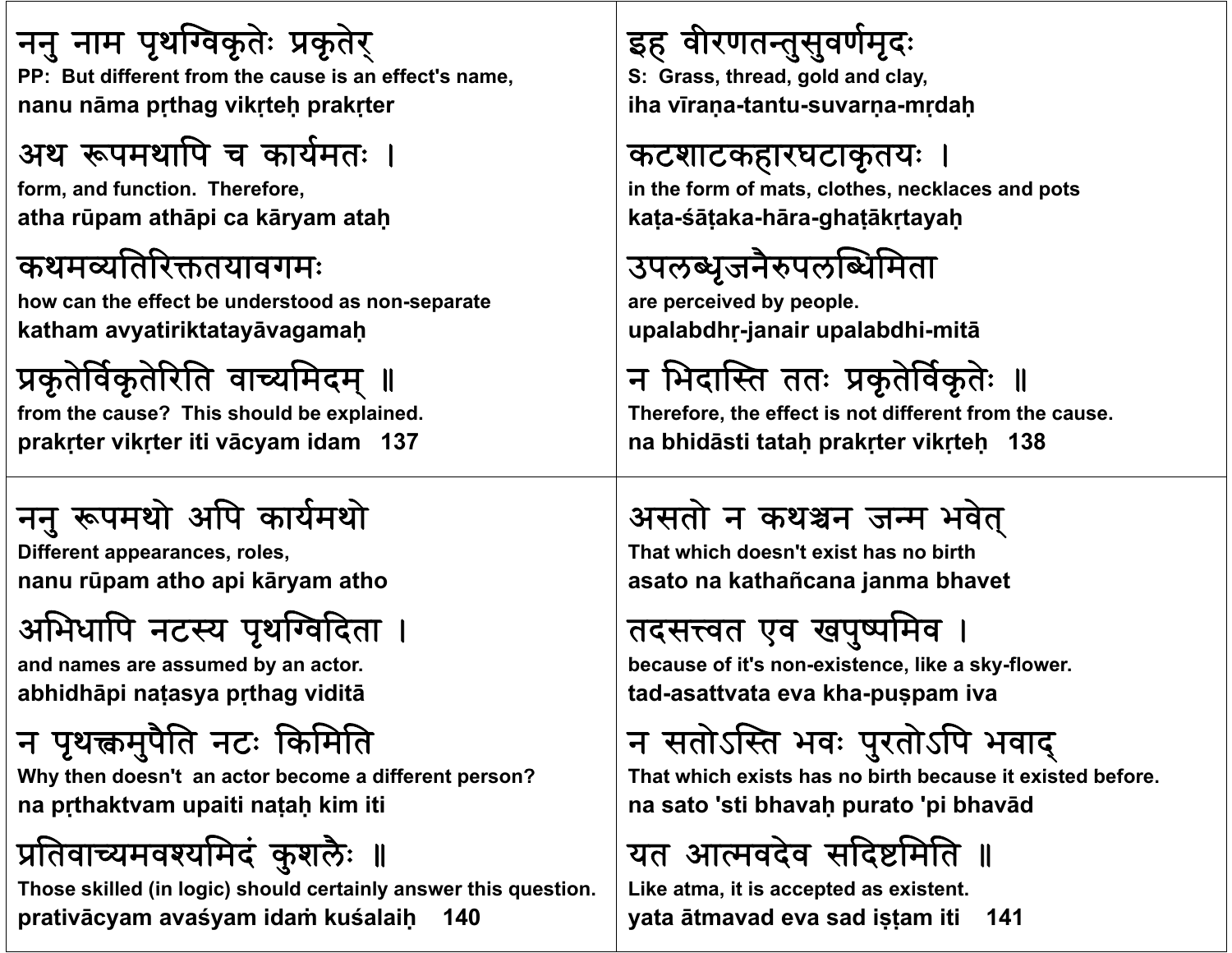नन्नु नाम पृथग्विकृतेः प्रकृतेर्
PP: But different from the cause is an effect's name,
nanu nāma pṛthag vikṛteḥ prakṛter

अथ रूपमथापि च कार्यमतः ।
form, and function. Therefore,
atha rūpam athāpi ca kāryam ataḥ

कथमव्यतिरिक्ततयावगमः
how can the effect be understood as non-separate
katham avyatiriktatayāvagamaḥ

प्रकृतेर्विकृतेरिति वाच्यमिदम् ॥
from the cause? This should be explained.
prakṛter vikṛter iti vācyam idam 137

इह वीरणतन्तुसुवर्णमृदः
S: Grass, thread, gold and clay,
iha vīraṇa-tantu-suvarṇa-mṛdaḥ

कटशाटकहारघटाकृतयः ।
in the form of mats, clothes, necklaces and pots
kaṭa-śāṭaka-hāra-ghaṭākṛtayaḥ

उपलब्धृजनैरुपलब्धिमिता
are perceived by people.
upalabdhṛ-janair upalabdhi-mitā

न भिदास्ति ततः प्रकृतेर्विकृतेः ॥
Therefore, the effect is not different from the cause.
na bhidāsti tataḥ prakṛter vikṛteḥ 138

ननु रूपमथो अपि कार्यमथो
Different appearances, roles,
nanu rūpam atho api kāryam atho

अभिधापि नटस्य पृथग्विदिता ।
and names are assumed by an actor.
abhidhāpi naṭasya pṛthag viditā

न पृथक्त्वमुपैति नटः किमिति
Why then doesn't an actor become a different person?
na pṛthaktvam upaiti naṭaḥ kim iti

प्रतिवाच्यमवश्यमिदं कुशलैः ॥
Those skilled (in logic) should certainly answer this question.
prativācyam avaśyam idaṁ kuśalaiḥ 140

असतो न कथञ्चन जन्म भवेत्
That which doesn't exist has no birth
asato na kathañcana janma bhavet

तदसत्त्वत एव खपुष्पमिव ।
because of it's non-existence, like a sky-flower.
tad-asattvata eva kha-puṣpam iva

न सतोऽस्ति भवः पुरतोऽपि भवाद्
That which exists has no birth because it existed before.
na sato 'sti bhavaḥ purato 'pi bhavād

यत आत्मवदेव सदिष्टमिति ॥
Like atma, it is accepted as existent.
yata ātmavad eva sad iṣṭam iti 141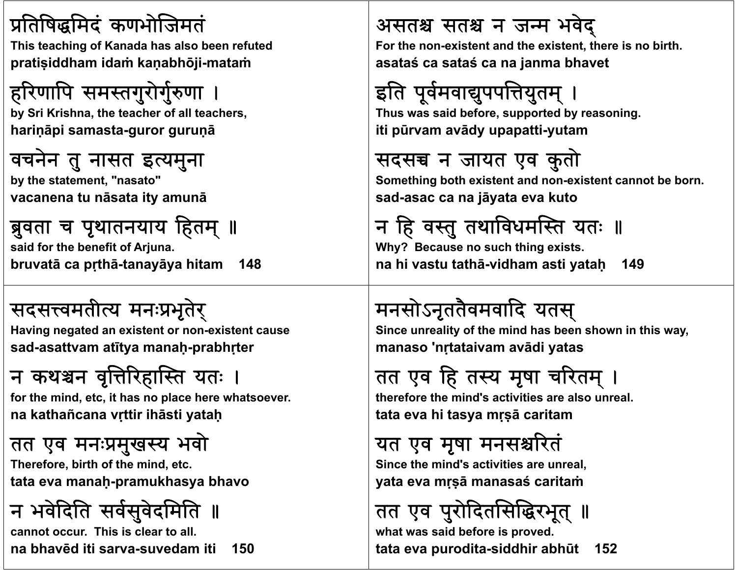प्रतिषिद्धमिदं कणभोजिमतं
This teaching of Kanada has also been refuted
pratiṣiddham idaṁ kaṇabhōji-mataṁ

हरिणापि समस्तगुरोर्गुरुणा ।
by Sri Krishna, the teacher of all teachers,
hariṇāpi samasta-guror guruṇā

वचनेन तु नासत इत्यमुना
by the statement, "nasato"
vacanena tu nāsata ity amunā

ब्रुवता च पृथातनयाय हितम् ॥
said for the benefit of Arjuna.
bruvatā ca pṛthā-tanayāya hitam 148

असतश्च सतश्च न जन्म भवेद्
For the non-existent and the existent, there is no birth.
asataś ca sataś ca na janma bhavet

इति पूर्वमवाद्युपपत्तियुतम् ।
Thus was said before, supported by reasoning.
iti pūrvam avādy upapatti-yutam

सदसच्च न जायत एव कुतो
Something both existent and non-existent cannot be born.
sad-asac ca na jāyata eva kuto

न हि वस्तु तथाविधमस्ति यतः ॥
Why? Because no such thing exists.
na hi vastu tathā-vidham asti yataḥ 149

सदसत्त्वमतीत्य मनःप्रभृतेर्
Having negated an existent or non-existent cause
sad-asattvam atītya manaḥ-prabhṛter

न कथञ्चन वृत्तिरिहास्ति यतः ।
for the mind, etc, it has no place here whatsoever.
na kathañcana vṛttir ihāsti yataḥ

तत एव मनःप्रमुखस्य भवो
Therefore, birth of the mind, etc.
tata eva manaḥ-pramukhasya bhavo

न भवेदिति सर्वसुवेदमिति ॥
cannot occur. This is clear to all.
na bhavēd iti sarva-suvedam iti 150

मनसोऽनृततैवमवादि यतस्
Since unreality of the mind has been shown in this way,
manaso 'nṛtataivam avādi yatas

तत एव हि तस्य मृषा चरितम् ।
therefore the mind's activities are also unreal.
tata eva hi tasya mṛṣā caritam

यत एव मृषा मनसश्चरितं
Since the mind's activities are unreal,
yata eva mṛṣā manasaś caritaṁ

तत एव पुरोदितसिद्धिरभूत् ॥
what was said before is proved.
tata eva purodita-siddhir abhūt 152